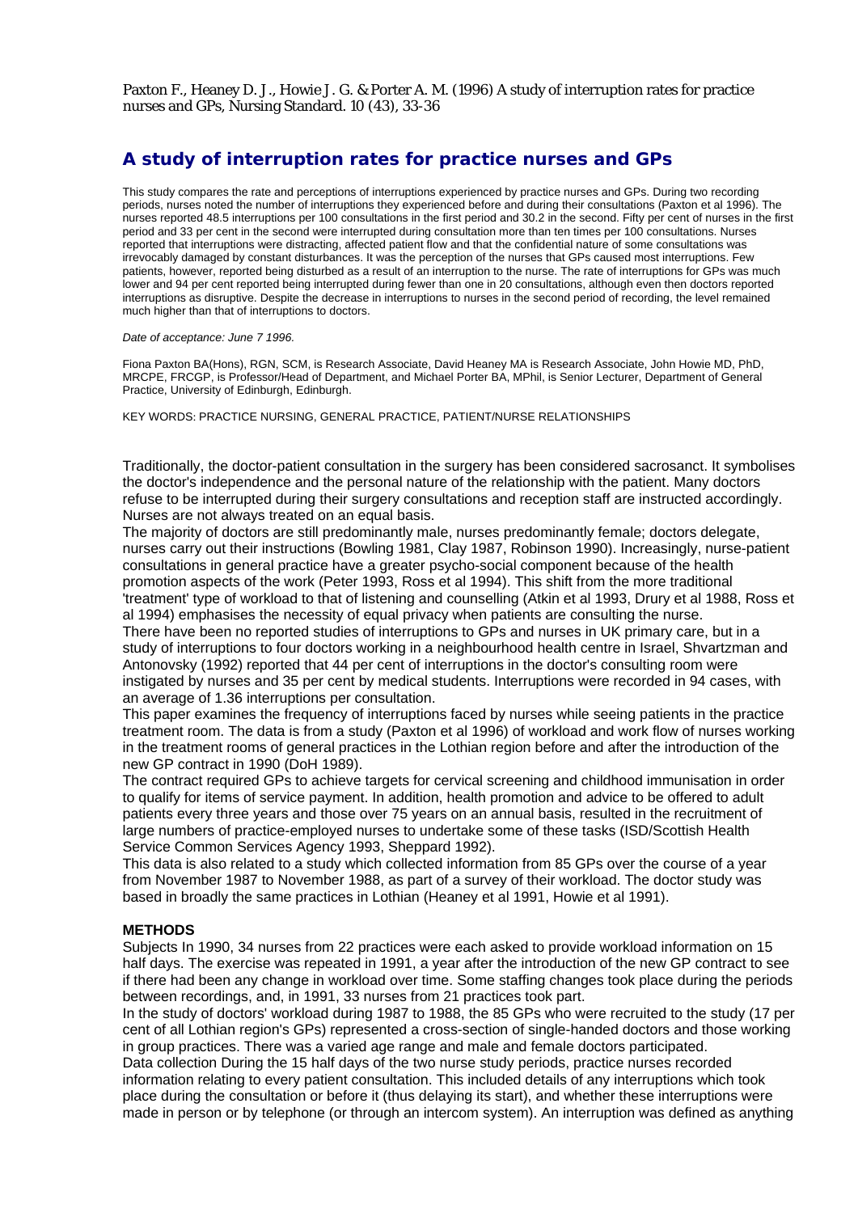Paxton F., Heaney D. J., Howie J. G. & Porter A. M. (1996) A study of interruption rates for practice nurses and GPs, Nursing Standard. 10 (43), 33-36

## A study of interruption rates for practice nurses and GPs

This study compares the rate and perceptions of interruptions experienced by practice nurses and GPs. During two recording periods, nurses noted the number of interruptions they experienced before and during their consultations (Paxton et al 1996). The nurses reported 48.5 interruptions per 100 consultations in the first period and 30.2 in the second. Fifty per cent of nurses in the first period and 33 per cent in the second were interrupted during consultation more than ten times per 100 consultations. Nurses reported that interruptions were distracting, affected patient flow and that the confidential nature of some consultations was irrevocably damaged by constant disturbances. It was the perception of the nurses that GPs caused most interruptions. Few patients, however, reported being disturbed as a result of an interruption to the nurse. The rate of interruptions for GPs was much lower and 94 per cent reported being interrupted during fewer than one in 20 consultations, although even then doctors reported interruptions as disruptive. Despite the decrease in interruptions to nurses in the second period of recording, the level remained much higher than that of interruptions to doctors.

*Date of acceptance: June 7 1996.*

Fiona Paxton BA(Hons), RGN, SCM, is Research Associate, David Heaney MA is Research Associate, John Howie MD, PhD, MRCPE, FRCGP, is Professor/Head of Department, and Michael Porter BA, MPhil, is Senior Lecturer, Department of General Practice, University of Edinburgh, Edinburgh.

KEY WORDS: PRACTICE NURSING, GENERAL PRACTICE, PATIENT/NURSE RELATIONSHIPS

Traditionally, the doctor-patient consultation in the surgery has been considered sacrosanct. It symbolises the doctor's independence and the personal nature of the relationship with the patient. Many doctors refuse to be interrupted during their surgery consultations and reception staff are instructed accordingly. Nurses are not always treated on an equal basis.

The majority of doctors are still predominantly male, nurses predominantly female; doctors delegate, nurses carry out their instructions (Bowling 1981, Clay 1987, Robinson 1990). Increasingly, nurse-patient consultations in general practice have a greater psycho-social component because of the health promotion aspects of the work (Peter 1993, Ross et al 1994). This shift from the more traditional 'treatment' type of workload to that of listening and counselling (Atkin et al 1993, Drury et al 1988, Ross et al 1994) emphasises the necessity of equal privacy when patients are consulting the nurse.

There have been no reported studies of interruptions to GPs and nurses in UK primary care, but in a study of interruptions to four doctors working in a neighbourhood health centre in Israel, Shvartzman and Antonovsky (1992) reported that 44 per cent of interruptions in the doctor's consulting room were instigated by nurses and 35 per cent by medical students. Interruptions were recorded in 94 cases, with an average of 1.36 interruptions per consultation.

This paper examines the frequency of interruptions faced by nurses while seeing patients in the practice treatment room. The data is from a study (Paxton et al 1996) of workload and work flow of nurses working in the treatment rooms of general practices in the Lothian region before and after the introduction of the new GP contract in 1990 (DoH 1989).

The contract required GPs to achieve targets for cervical screening and childhood immunisation in order to qualify for items of service payment. In addition, health promotion and advice to be offered to adult patients every three years and those over 75 years on an annual basis, resulted in the recruitment of large numbers of practice-employed nurses to undertake some of these tasks (ISD/Scottish Health Service Common Services Agency 1993, Sheppard 1992).

This data is also related to a study which collected information from 85 GPs over the course of a year from November 1987 to November 1988, as part of a survey of their workload. The doctor study was based in broadly the same practices in Lothian (Heaney et al 1991, Howie et al 1991).

### METHODS

Subjects In 1990, 34 nurses from 22 practices were each asked to provide workload information on 15 half days. The exercise was repeated in 1991, a year after the introduction of the new GP contract to see if there had been any change in workload over time. Some staffing changes took place during the periods between recordings, and, in 1991, 33 nurses from 21 practices took part.

In the study of doctors' workload during 1987 to 1988, the 85 GPs who were recruited to the study (17 per cent of all Lothian region's GPs) represented a cross-section of single-handed doctors and those working in group practices. There was a varied age range and male and female doctors participated.

Data collection During the 15 half days of the two nurse study periods, practice nurses recorded information relating to every patient consultation. This included details of any interruptions which took place during the consultation or before it (thus delaying its start), and whether these interruptions were made in person or by telephone (or through an intercom system). An interruption was defined as anything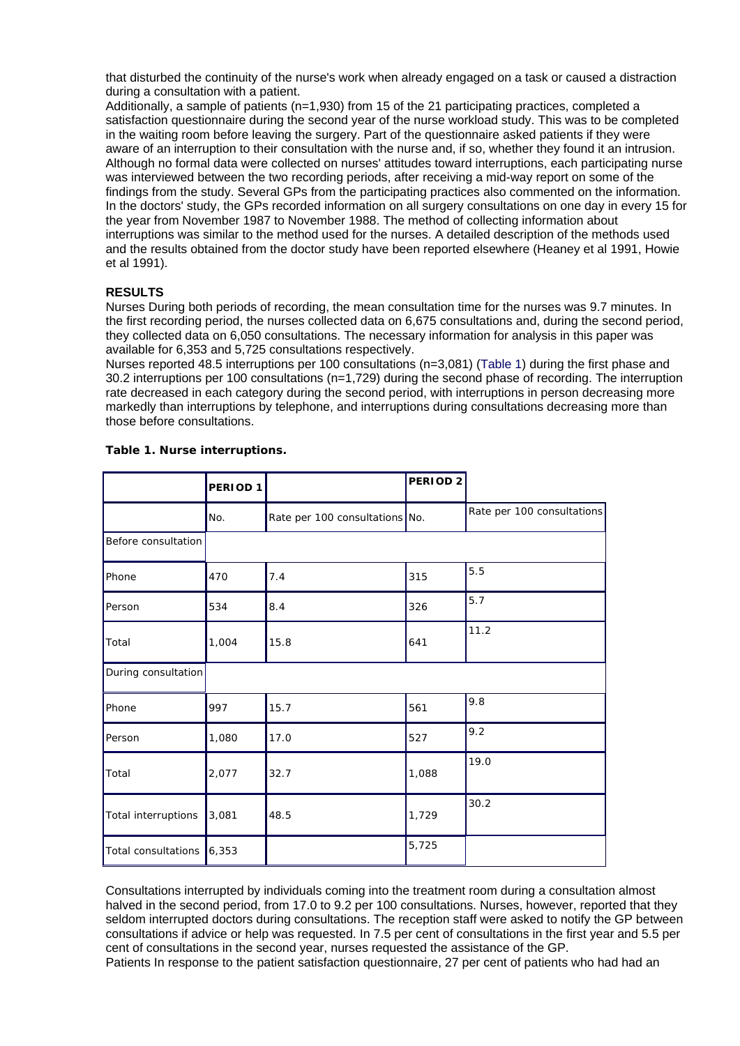that disturbed the continuity of the nurse's work when already engaged on a task or caused a distraction during a consultation with a patient.

Additionally, a sample of patients (n=1,930) from 15 of the 21 participating practices, completed a satisfaction questionnaire during the second year of the nurse workload study. This was to be completed in the waiting room before leaving the surgery. Part of the questionnaire asked patients if they were aware of an interruption to their consultation with the nurse and, if so, whether they found it an intrusion. Although no formal data were collected on nurses' attitudes toward interruptions, each participating nurse was interviewed between the two recording periods, after receiving a mid-way report on some of the findings from the study. Several GPs from the participating practices also commented on the information.

In the doctors' study, the GPs recorded information on all surgery consultations on one day in every 15 for the year from November 1987 to November 1988. The method of collecting information about interruptions was similar to the method used for the nurses. A detailed description of the methods used and the results obtained from the doctor study have been reported elsewhere (Heaney et al 1991, Howie et al 1991).

## RESULTS

Nurses During both periods of recording, the mean consultation time for the nurses was 9.7 minutes. In the first recording period, the nurses collected data on 6,675 consultations and, during the second period, they collected data on 6,050 consultations. The necessary information for analysis in this paper was available for 6,353 and 5,725 consultations respectively.

Nurses reported 48.5 interruptions per 100 consultations (n=3,081) (Table 1) during the first phase and 30.2 interruptions per 100 consultations (n=1,729) during the second phase of recording. The interruption rate decreased in each category during the second period, with interruptions in person decreasing more markedly than interruptions by telephone, and interruptions during consultations decreasing more than those before consultations.

**Table 1. Nurse interruptions.**

| | PERIOD 1 | | PERIOD 2 | |
|---|---|---|---|---|
| | No. | Rate per 100 consultations | No. | Rate per 100 consultations |
| Before consultation | | | | |
| Phone | 470 | 7.4 | 315 | 5.5 |
| Person | 534 | 8.4 | 326 | 5.7 |
| Total | 1,004 | 15.8 | 641 | 11.2 |
| During consultation | | | | |
| Phone | 997 | 15.7 | 561 | 9.8 |
| Person | 1,080 | 17.0 | 527 | 9.2 |
| Total | 2,077 | 32.7 | 1,088 | 19.0 |
| Total interruptions | 3,081 | 48.5 | 1,729 | 30.2 |
| Total consultations | 6,353 | | 5,725 | |

Consultations interrupted by individuals coming into the treatment room during a consultation almost halved in the second period, from 17.0 to 9.2 per 100 consultations. Nurses, however, reported that they seldom interrupted doctors during consultations. The reception staff were asked to notify the GP between consultations if advice or help was requested. In 7.5 per cent of consultations in the first year and 5.5 per cent of consultations in the second year, nurses requested the assistance of the GP.

Patients In response to the patient satisfaction questionnaire, 27 per cent of patients who had had an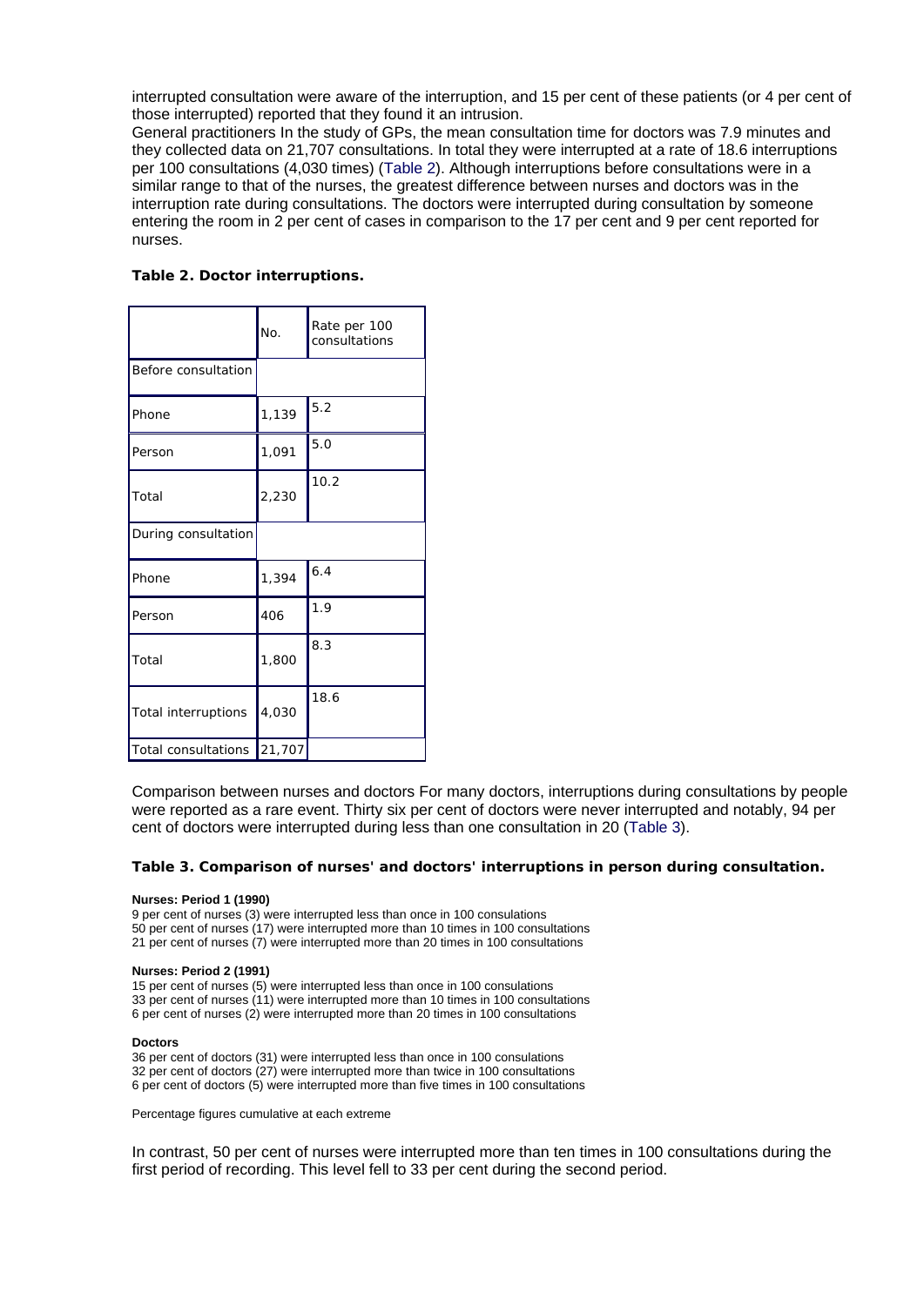interrupted consultation were aware of the interruption, and 15 per cent of these patients (or 4 per cent of those interrupted) reported that they found it an intrusion.

General practitioners In the study of GPs, the mean consultation time for doctors was 7.9 minutes and they collected data on 21,707 consultations. In total they were interrupted at a rate of 18.6 interruptions per 100 consultations (4,030 times) (Table 2). Although interruptions before consultations were in a similar range to that of the nurses, the greatest difference between nurses and doctors was in the interruption rate during consultations. The doctors were interrupted during consultation by someone entering the room in 2 per cent of cases in comparison to the 17 per cent and 9 per cent reported for nurses.

**Table 2. Doctor interruptions.**

| | No. | Rate per 100 consultations |
|---|---|---|
| Before consultation | | |
| Phone | 1,139 | 5.2 |
| Person | 1,091 | 5.0 |
| Total | 2,230 | 10.2 |
| During consultation | | |
| Phone | 1,394 | 6.4 |
| Person | 406 | 1.9 |
| Total | 1,800 | 8.3 |
| Total interruptions | 4,030 | 18.6 |
| Total consultations | 21,707 | |

Comparison between nurses and doctors For many doctors, interruptions during consultations by people were reported as a rare event. Thirty six per cent of doctors were never interrupted and notably, 94 per cent of doctors were interrupted during less than one consultation in 20 (Table 3).

**Table 3. Comparison of nurses' and doctors' interruptions in person during consultation.**

**Nurses: Period 1 (1990)**

9 per cent of nurses (3) were interrupted less than once in 100 consulations
50 per cent of nurses (17) were interrupted more than 10 times in 100 consultations
21 per cent of nurses (7) were interrupted more than 20 times in 100 consultations

**Nurses: Period 2 (1991)**

15 per cent of nurses (5) were interrupted less than once in 100 consulations
33 per cent of nurses (11) were interrupted more than 10 times in 100 consultations
6 per cent of nurses (2) were interrupted more than 20 times in 100 consultations

**Doctors**

36 per cent of doctors (31) were interrupted less than once in 100 consulations
32 per cent of doctors (27) were interrupted more than twice in 100 consultations
6 per cent of doctors (5) were interrupted more than five times in 100 consultations

Percentage figures cumulative at each extreme

In contrast, 50 per cent of nurses were interrupted more than ten times in 100 consultations during the first period of recording. This level fell to 33 per cent during the second period.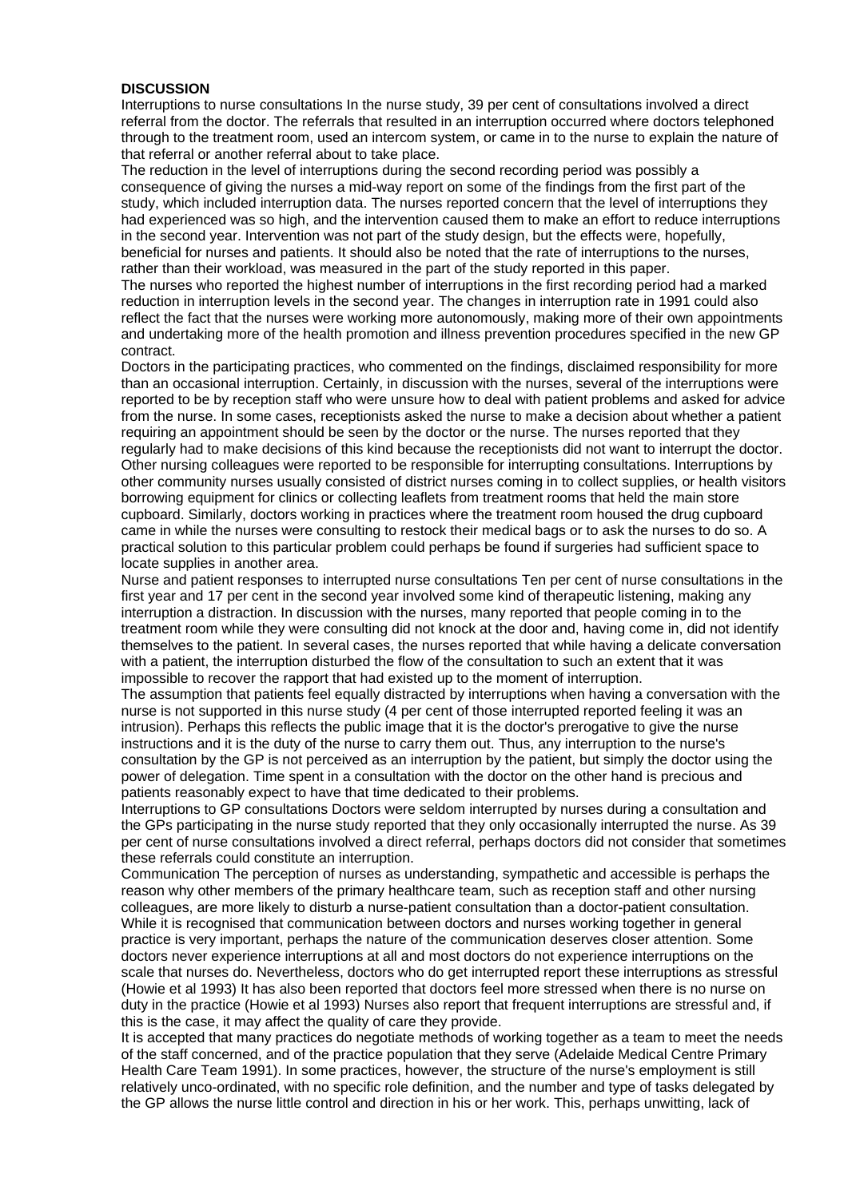**DISCUSSION**

Interruptions to nurse consultations In the nurse study, 39 per cent of consultations involved a direct referral from the doctor. The referrals that resulted in an interruption occurred where doctors telephoned through to the treatment room, used an intercom system, or came in to the nurse to explain the nature of that referral or another referral about to take place.

The reduction in the level of interruptions during the second recording period was possibly a consequence of giving the nurses a mid-way report on some of the findings from the first part of the study, which included interruption data. The nurses reported concern that the level of interruptions they had experienced was so high, and the intervention caused them to make an effort to reduce interruptions in the second year. Intervention was not part of the study design, but the effects were, hopefully, beneficial for nurses and patients. It should also be noted that the rate of interruptions to the nurses, rather than their workload, was measured in the part of the study reported in this paper.

The nurses who reported the highest number of interruptions in the first recording period had a marked reduction in interruption levels in the second year. The changes in interruption rate in 1991 could also reflect the fact that the nurses were working more autonomously, making more of their own appointments and undertaking more of the health promotion and illness prevention procedures specified in the new GP contract.

Doctors in the participating practices, who commented on the findings, disclaimed responsibility for more than an occasional interruption. Certainly, in discussion with the nurses, several of the interruptions were reported to be by reception staff who were unsure how to deal with patient problems and asked for advice from the nurse. In some cases, receptionists asked the nurse to make a decision about whether a patient requiring an appointment should be seen by the doctor or the nurse. The nurses reported that they regularly had to make decisions of this kind because the receptionists did not want to interrupt the doctor. Other nursing colleagues were reported to be responsible for interrupting consultations. Interruptions by other community nurses usually consisted of district nurses coming in to collect supplies, or health visitors borrowing equipment for clinics or collecting leaflets from treatment rooms that held the main store cupboard. Similarly, doctors working in practices where the treatment room housed the drug cupboard came in while the nurses were consulting to restock their medical bags or to ask the nurses to do so. A practical solution to this particular problem could perhaps be found if surgeries had sufficient space to locate supplies in another area.

Nurse and patient responses to interrupted nurse consultations Ten per cent of nurse consultations in the first year and 17 per cent in the second year involved some kind of therapeutic listening, making any interruption a distraction. In discussion with the nurses, many reported that people coming in to the treatment room while they were consulting did not knock at the door and, having come in, did not identify themselves to the patient. In several cases, the nurses reported that while having a delicate conversation with a patient, the interruption disturbed the flow of the consultation to such an extent that it was impossible to recover the rapport that had existed up to the moment of interruption.

The assumption that patients feel equally distracted by interruptions when having a conversation with the nurse is not supported in this nurse study (4 per cent of those interrupted reported feeling it was an intrusion). Perhaps this reflects the public image that it is the doctor's prerogative to give the nurse instructions and it is the duty of the nurse to carry them out. Thus, any interruption to the nurse's consultation by the GP is not perceived as an interruption by the patient, but simply the doctor using the power of delegation. Time spent in a consultation with the doctor on the other hand is precious and patients reasonably expect to have that time dedicated to their problems.

Interruptions to GP consultations Doctors were seldom interrupted by nurses during a consultation and the GPs participating in the nurse study reported that they only occasionally interrupted the nurse. As 39 per cent of nurse consultations involved a direct referral, perhaps doctors did not consider that sometimes these referrals could constitute an interruption.

Communication The perception of nurses as understanding, sympathetic and accessible is perhaps the reason why other members of the primary healthcare team, such as reception staff and other nursing colleagues, are more likely to disturb a nurse-patient consultation than a doctor-patient consultation. While it is recognised that communication between doctors and nurses working together in general practice is very important, perhaps the nature of the communication deserves closer attention. Some doctors never experience interruptions at all and most doctors do not experience interruptions on the scale that nurses do. Nevertheless, doctors who do get interrupted report these interruptions as stressful (Howie et al 1993) It has also been reported that doctors feel more stressed when there is no nurse on duty in the practice (Howie et al 1993) Nurses also report that frequent interruptions are stressful and, if this is the case, it may affect the quality of care they provide.

It is accepted that many practices do negotiate methods of working together as a team to meet the needs of the staff concerned, and of the practice population that they serve (Adelaide Medical Centre Primary Health Care Team 1991). In some practices, however, the structure of the nurse's employment is still relatively unco-ordinated, with no specific role definition, and the number and type of tasks delegated by the GP allows the nurse little control and direction in his or her work. This, perhaps unwitting, lack of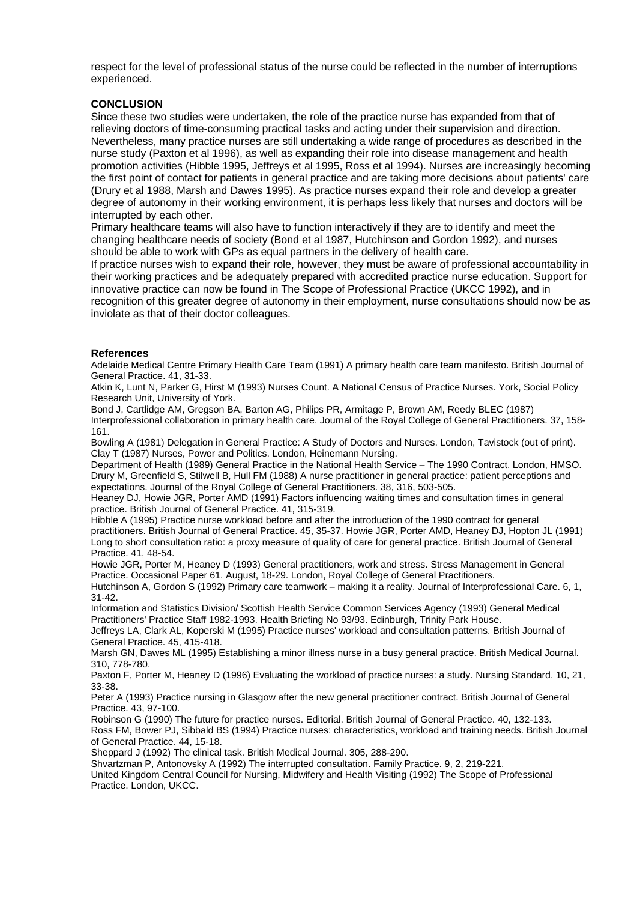respect for the level of professional status of the nurse could be reflected in the number of interruptions experienced.

**CONCLUSION**

Since these two studies were undertaken, the role of the practice nurse has expanded from that of relieving doctors of time-consuming practical tasks and acting under their supervision and direction. Nevertheless, many practice nurses are still undertaking a wide range of procedures as described in the nurse study (Paxton et al 1996), as well as expanding their role into disease management and health promotion activities (Hibble 1995, Jeffreys et al 1995, Ross et al 1994). Nurses are increasingly becoming the first point of contact for patients in general practice and are taking more decisions about patients' care (Drury et al 1988, Marsh and Dawes 1995). As practice nurses expand their role and develop a greater degree of autonomy in their working environment, it is perhaps less likely that nurses and doctors will be interrupted by each other.

Primary healthcare teams will also have to function interactively if they are to identify and meet the changing healthcare needs of society (Bond et al 1987, Hutchinson and Gordon 1992), and nurses should be able to work with GPs as equal partners in the delivery of health care.

If practice nurses wish to expand their role, however, they must be aware of professional accountability in their working practices and be adequately prepared with accredited practice nurse education. Support for innovative practice can now be found in The Scope of Professional Practice (UKCC 1992), and in recognition of this greater degree of autonomy in their employment, nurse consultations should now be as inviolate as that of their doctor colleagues.

**References**

Adelaide Medical Centre Primary Health Care Team (1991) A primary health care team manifesto. British Journal of General Practice. 41, 31-33.

Atkin K, Lunt N, Parker G, Hirst M (1993) Nurses Count. A National Census of Practice Nurses. York, Social Policy Research Unit, University of York.

Bond J, Cartlidge AM, Gregson BA, Barton AG, Philips PR, Armitage P, Brown AM, Reedy BLEC (1987) Interprofessional collaboration in primary health care. Journal of the Royal College of General Practitioners. 37, 158-161.

Bowling A (1981) Delegation in General Practice: A Study of Doctors and Nurses. London, Tavistock (out of print).

Clay T (1987) Nurses, Power and Politics. London, Heinemann Nursing.

Department of Health (1989) General Practice in the National Health Service – The 1990 Contract. London, HMSO.

Drury M, Greenfield S, Stilwell B, Hull FM (1988) A nurse practitioner in general practice: patient perceptions and expectations. Journal of the Royal College of General Practitioners. 38, 316, 503-505.

Heaney DJ, Howie JGR, Porter AMD (1991) Factors influencing waiting times and consultation times in general practice. British Journal of General Practice. 41, 315-319.

Hibble A (1995) Practice nurse workload before and after the introduction of the 1990 contract for general practitioners. British Journal of General Practice. 45, 35-37. Howie JGR, Porter AMD, Heaney DJ, Hopton JL (1991) Long to short consultation ratio: a proxy measure of quality of care for general practice. British Journal of General Practice. 41, 48-54.

Howie JGR, Porter M, Heaney D (1993) General practitioners, work and stress. Stress Management in General Practice. Occasional Paper 61. August, 18-29. London, Royal College of General Practitioners.

Hutchinson A, Gordon S (1992) Primary care teamwork – making it a reality. Journal of Interprofessional Care. 6, 1, 31-42.

Information and Statistics Division/ Scottish Health Service Common Services Agency (1993) General Medical Practitioners' Practice Staff 1982-1993. Health Briefing No 93/93. Edinburgh, Trinity Park House.

Jeffreys LA, Clark AL, Koperski M (1995) Practice nurses' workload and consultation patterns. British Journal of General Practice. 45, 415-418.

Marsh GN, Dawes ML (1995) Establishing a minor illness nurse in a busy general practice. British Medical Journal. 310, 778-780.

Paxton F, Porter M, Heaney D (1996) Evaluating the workload of practice nurses: a study. Nursing Standard. 10, 21, 33-38.

Peter A (1993) Practice nursing in Glasgow after the new general practitioner contract. British Journal of General Practice. 43, 97-100.

Robinson G (1990) The future for practice nurses. Editorial. British Journal of General Practice. 40, 132-133.

Ross FM, Bower PJ, Sibbald BS (1994) Practice nurses: characteristics, workload and training needs. British Journal of General Practice. 44, 15-18.

Sheppard J (1992) The clinical task. British Medical Journal. 305, 288-290.

Shvartzman P, Antonovsky A (1992) The interrupted consultation. Family Practice. 9, 2, 219-221.

United Kingdom Central Council for Nursing, Midwifery and Health Visiting (1992) The Scope of Professional Practice. London, UKCC.